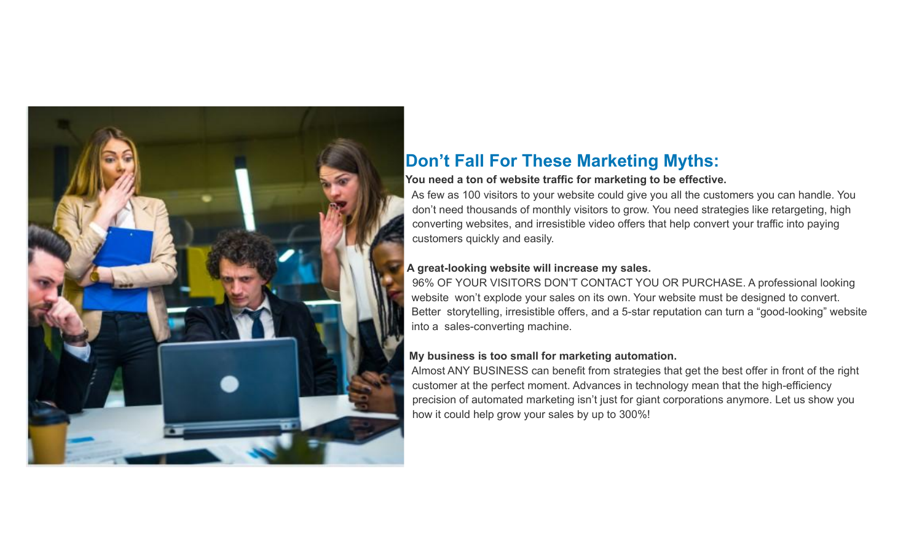## Don't Fall For These Marketing Myths:

**You need a ton of website traffic for marketing to be effective.**

As few as 100 visitors to your website could give you all the customers you can handle. You don't need thousands of monthly visitors to grow. You need strategies like retargeting, high converting websites, and irresistible video offers that help convert your traffic into paying customers quickly and easily.

**A great-looking website will increase my sales.**

96% OF YOUR VISITORS DON'T CONTACT YOU OR PURCHASE. A professional looking website won't explode your sales on its own. Your website must be designed to convert. Better storytelling, irresistible offers, and a 5-star reputation can turn a "good-looking" website into a sales-converting machine.

**My business is too small for marketing automation.**

Almost ANY BUSINESS can benefit from strategies that get the best offer in front of the right customer at the perfect moment. Advances in technology mean that the high-efficiency precision of automated marketing isn't just for giant corporations anymore. Let us show you how it could help grow your sales by up to 300%!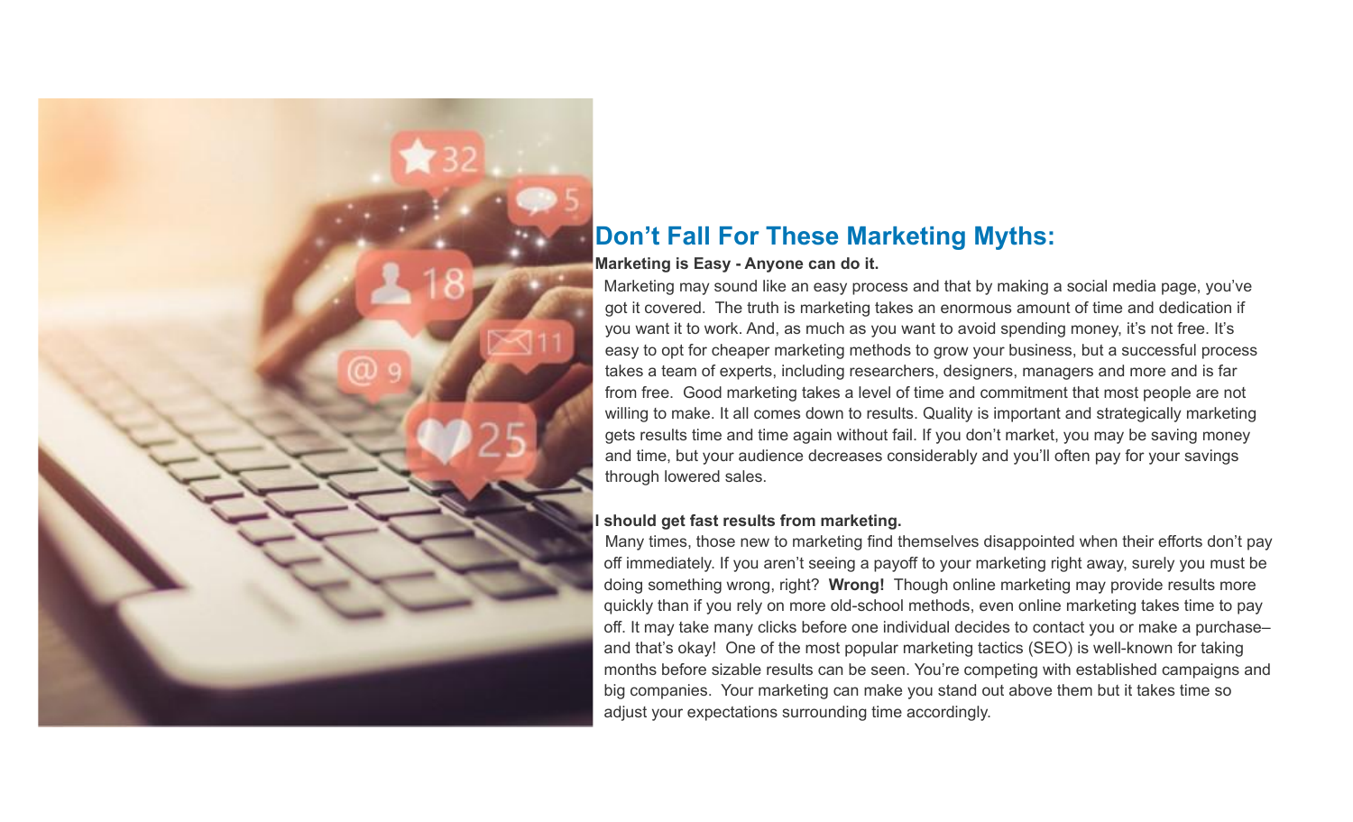## Don’t Fall For These Marketing Myths:

**Marketing is Easy - Anyone can do it.**

Marketing may sound like an easy process and that by making a social media page, you’ve got it covered. The truth is marketing takes an enormous amount of time and dedication if you want it to work. And, as much as you want to avoid spending money, it’s not free. It’s easy to opt for cheaper marketing methods to grow your business, but a successful process takes a team of experts, including researchers, designers, managers and more and is far from free. Good marketing takes a level of time and commitment that most people are not willing to make. It all comes down to results. Quality is important and strategically marketing gets results time and time again without fail. If you don’t market, you may be saving money and time, but your audience decreases considerably and you’ll often pay for your savings through lowered sales.

**I should get fast results from marketing.**

Many times, those new to marketing find themselves disappointed when their efforts don’t pay off immediately. If you aren’t seeing a payoff to your marketing right away, surely you must be doing something wrong, right? **Wrong!** Though online marketing may provide results more quickly than if you rely on more old-school methods, even online marketing takes time to pay off. It may take many clicks before one individual decides to contact you or make a purchase– and that’s okay! One of the most popular marketing tactics (SEO) is well-known for taking months before sizable results can be seen. You’re competing with established campaigns and big companies. Your marketing can make you stand out above them but it takes time so adjust your expectations surrounding time accordingly.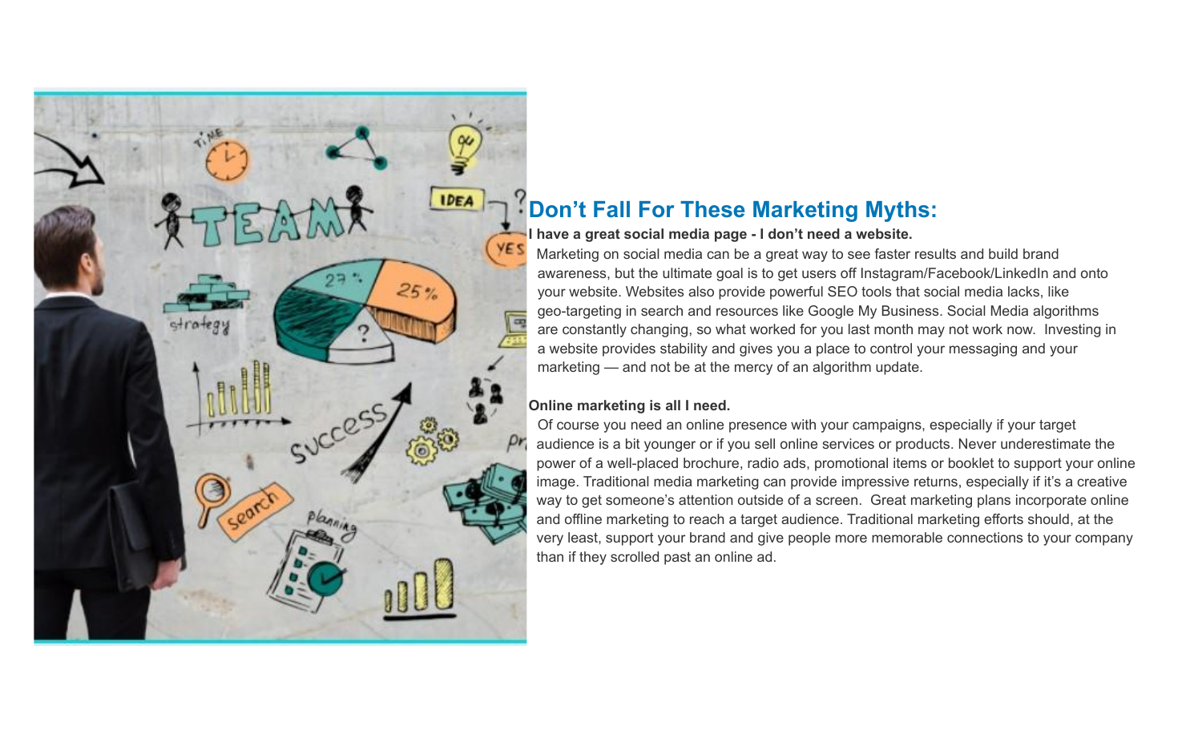## Don't Fall For These Marketing Myths:

**I have a great social media page - I don't need a website.**

Marketing on social media can be a great way to see faster results and build brand awareness, but the ultimate goal is to get users off Instagram/Facebook/LinkedIn and onto your website. Websites also provide powerful SEO tools that social media lacks, like geo-targeting in search and resources like Google My Business. Social Media algorithms are constantly changing, so what worked for you last month may not work now. Investing in a website provides stability and gives you a place to control your messaging and your marketing — and not be at the mercy of an algorithm update.

**Online marketing is all I need.**

Of course you need an online presence with your campaigns, especially if your target audience is a bit younger or if you sell online services or products. Never underestimate the power of a well-placed brochure, radio ads, promotional items or booklet to support your online image. Traditional media marketing can provide impressive returns, especially if it's a creative way to get someone's attention outside of a screen. Great marketing plans incorporate online and offline marketing to reach a target audience. Traditional marketing efforts should, at the very least, support your brand and give people more memorable connections to your company than if they scrolled past an online ad.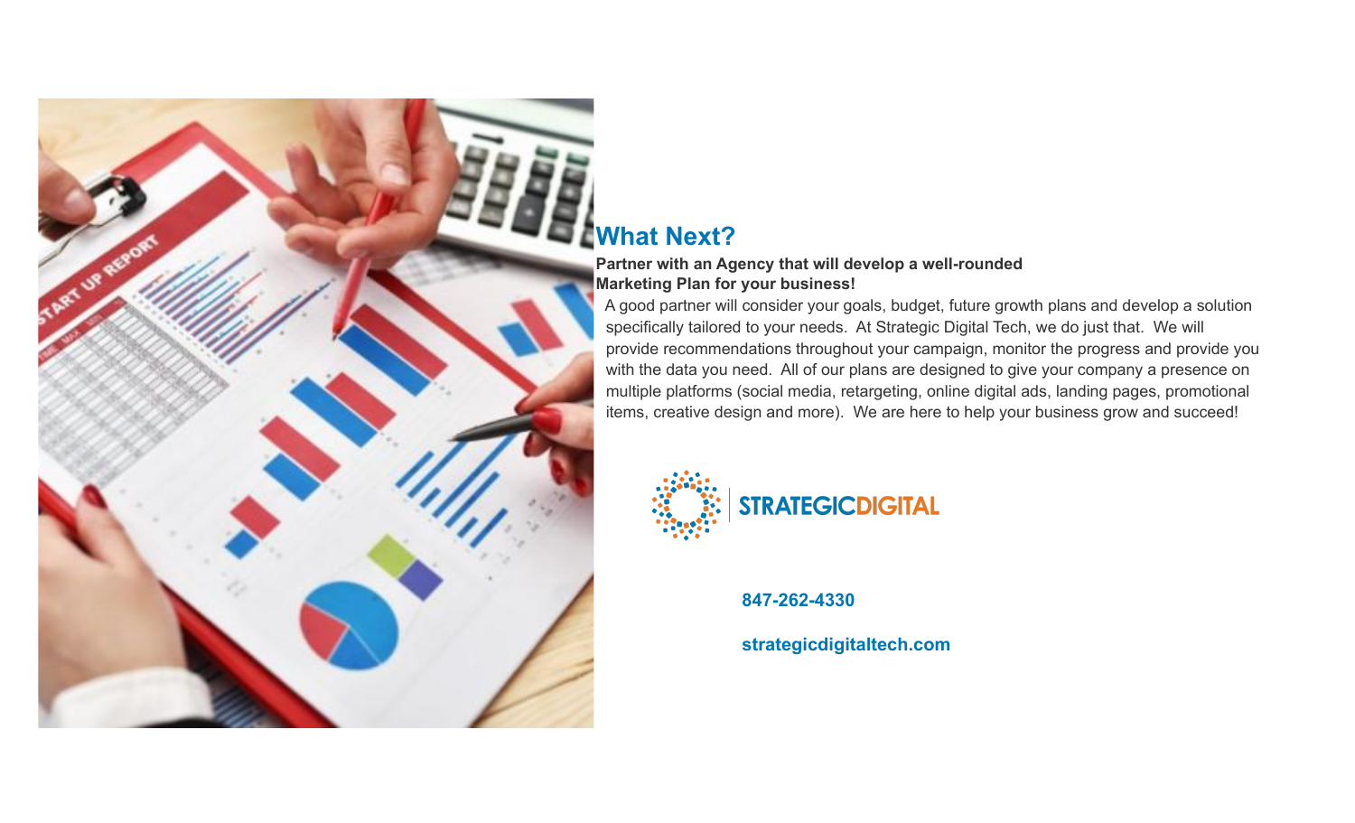## What Next?

**Partner with an Agency that will develop a well-rounded Marketing Plan for your business!**

A good partner will consider your goals, budget, future growth plans and develop a solution specifically tailored to your needs. At Strategic Digital Tech, we do just that. We will provide recommendations throughout your campaign, monitor the progress and provide you with the data you need. All of our plans are designed to give your company a presence on multiple platforms (social media, retargeting, online digital ads, landing pages, promotional items, creative design and more). We are here to help your business grow and succeed!

STRATEGICDIGITAL

**847-262-4330**

**strategicdigitaltech.com**